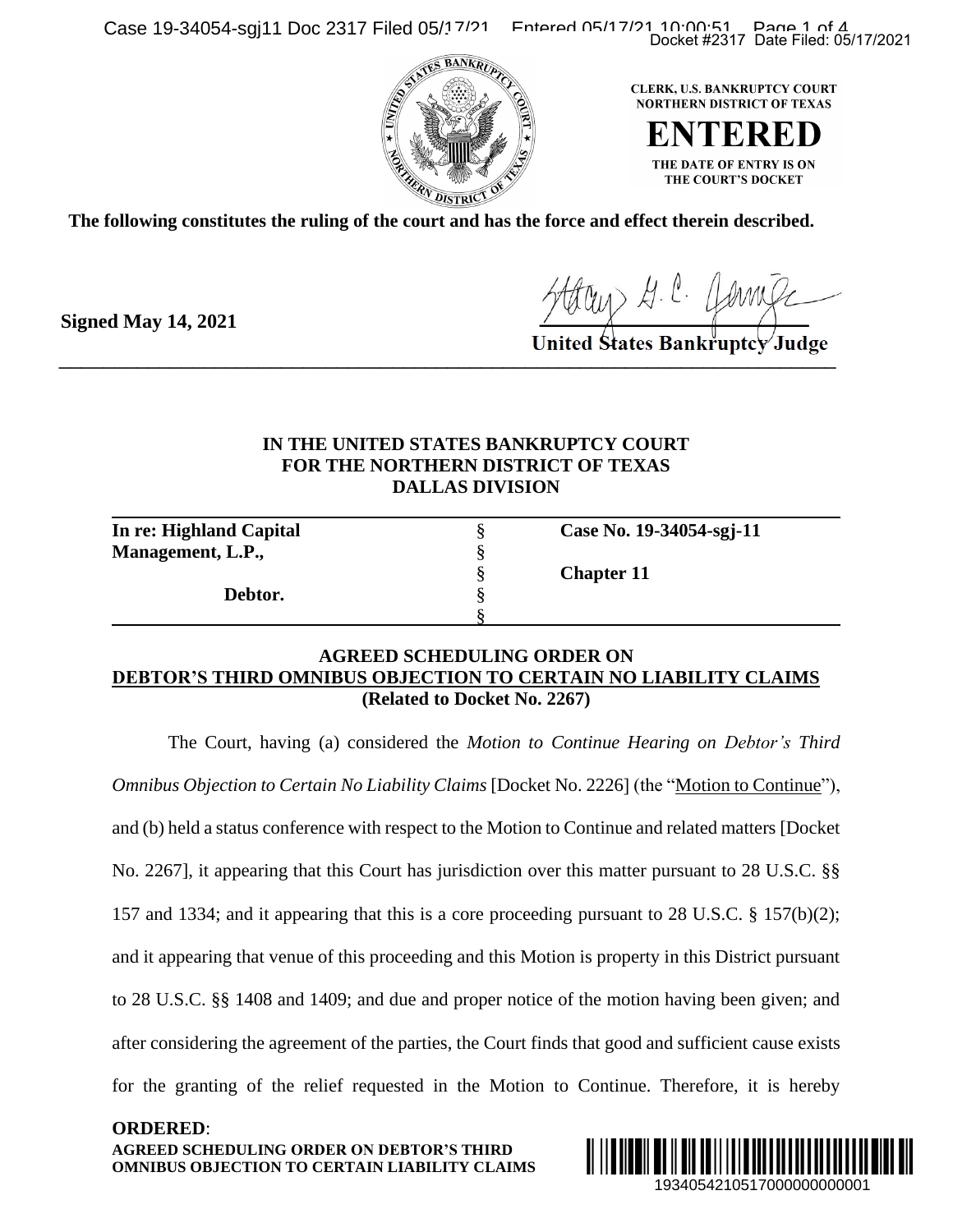CLERK, U.S. BANKRUPTCY COURT
NORTHERN DISTRICT OF TEXAS

**ENTERED**

THE DATE OF ENTRY IS ON
THE COURT'S DOCKET

**The following constitutes the ruling of the court and has the force and effect therein described.**

**Signed May 14, 2021**

**United States Bankruptcy Judge**

---

**IN THE UNITED STATES BANKRUPTCY COURT
FOR THE NORTHERN DISTRICT OF TEXAS
DALLAS DIVISION**

| | | |
|---|---|---|
| **In re: Highland Capital Management, L.P.,** | § | **Case No. 19-34054-sgj-11** |
| | § | |
| | § | **Chapter 11** |
| **Debtor.** | § | |
| | § | |

**AGREED SCHEDULING ORDER ON**
**DEBTOR'S THIRD OMNIBUS OBJECTION TO CERTAIN NO LIABILITY CLAIMS**
**(Related to Docket No. 2267)**

The Court, having (a) considered the *Motion to Continue Hearing on Debtor's Third Omnibus Objection to Certain No Liability Claims* [Docket No. 2226] (the "Motion to Continue"), and (b) held a status conference with respect to the Motion to Continue and related matters [Docket No. 2267], it appearing that this Court has jurisdiction over this matter pursuant to 28 U.S.C. §§ 157 and 1334; and it appearing that this is a core proceeding pursuant to 28 U.S.C. § 157(b)(2); and it appearing that venue of this proceeding and this Motion is property in this District pursuant to 28 U.S.C. §§ 1408 and 1409; and due and proper notice of the motion having been given; and after considering the agreement of the parties, the Court finds that good and sufficient cause exists for the granting of the relief requested in the Motion to Continue. Therefore, it is hereby

**ORDERED**:

**AGREED SCHEDULING ORDER ON DEBTOR'S THIRD OMNIBUS OBJECTION TO CERTAIN LIABILITY CLAIMS**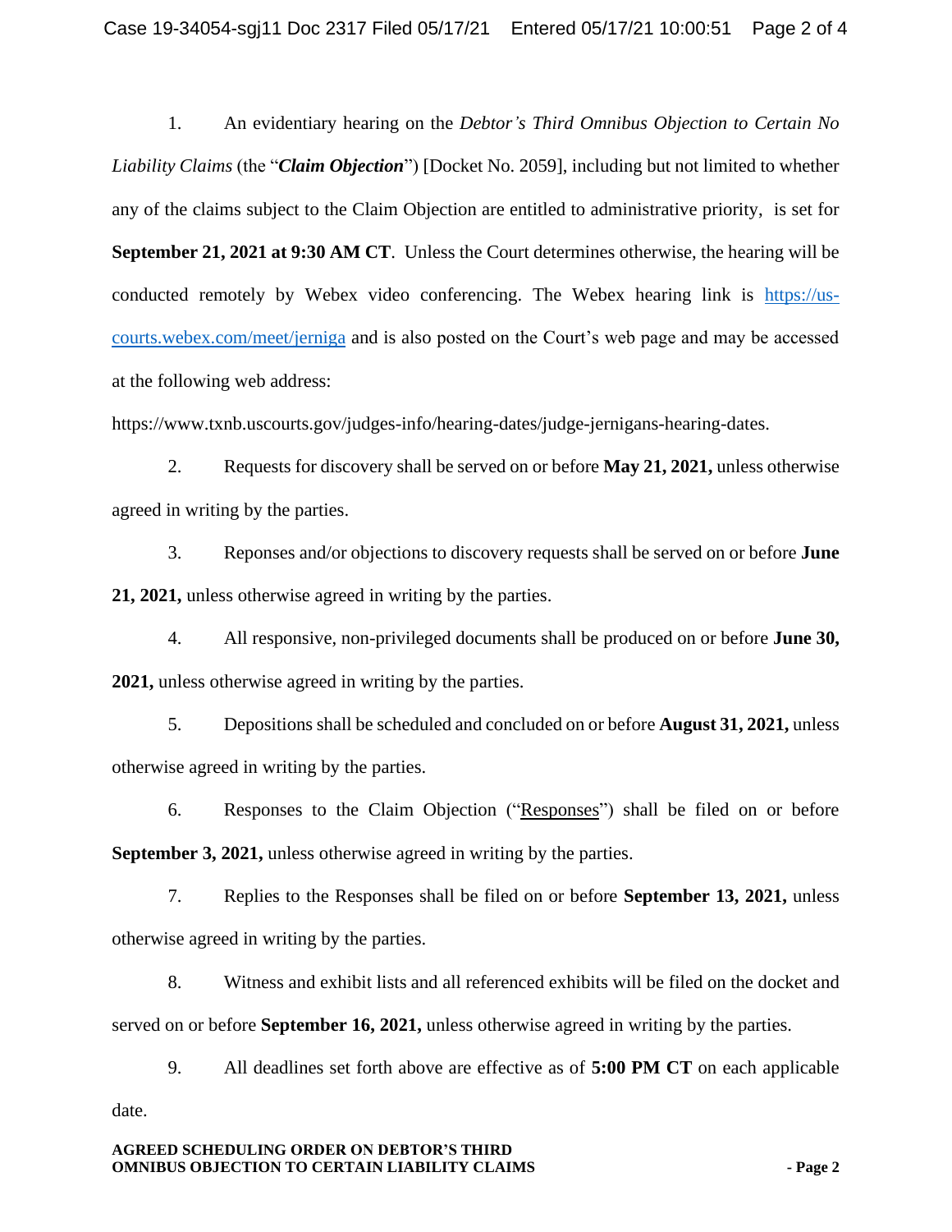1. An evidentiary hearing on the *Debtor's Third Omnibus Objection to Certain No Liability Claims* (the "***Claim Objection***") [Docket No. 2059], including but not limited to whether any of the claims subject to the Claim Objection are entitled to administrative priority, is set for **September 21, 2021 at 9:30 AM CT**. Unless the Court determines otherwise, the hearing will be conducted remotely by Webex video conferencing. The Webex hearing link is [https://us-courts.webex.com/meet/jerniga](https://us-courts.webex.com/meet/jerniga) and is also posted on the Court's web page and may be accessed at the following web address: https://www.txnb.uscourts.gov/judges-info/hearing-dates/judge-jernigans-hearing-dates.

2. Requests for discovery shall be served on or before **May 21, 2021,** unless otherwise agreed in writing by the parties.

3. Reponses and/or objections to discovery requests shall be served on or before **June 21, 2021,** unless otherwise agreed in writing by the parties.

4. All responsive, non-privileged documents shall be produced on or before **June 30, 2021,** unless otherwise agreed in writing by the parties.

5. Depositions shall be scheduled and concluded on or before **August 31, 2021,** unless otherwise agreed in writing by the parties.

6. Responses to the Claim Objection ("Responses") shall be filed on or before **September 3, 2021,** unless otherwise agreed in writing by the parties.

7. Replies to the Responses shall be filed on or before **September 13, 2021,** unless otherwise agreed in writing by the parties.

8. Witness and exhibit lists and all referenced exhibits will be filed on the docket and served on or before **September 16, 2021,** unless otherwise agreed in writing by the parties.

9. All deadlines set forth above are effective as of **5:00 PM CT** on each applicable date.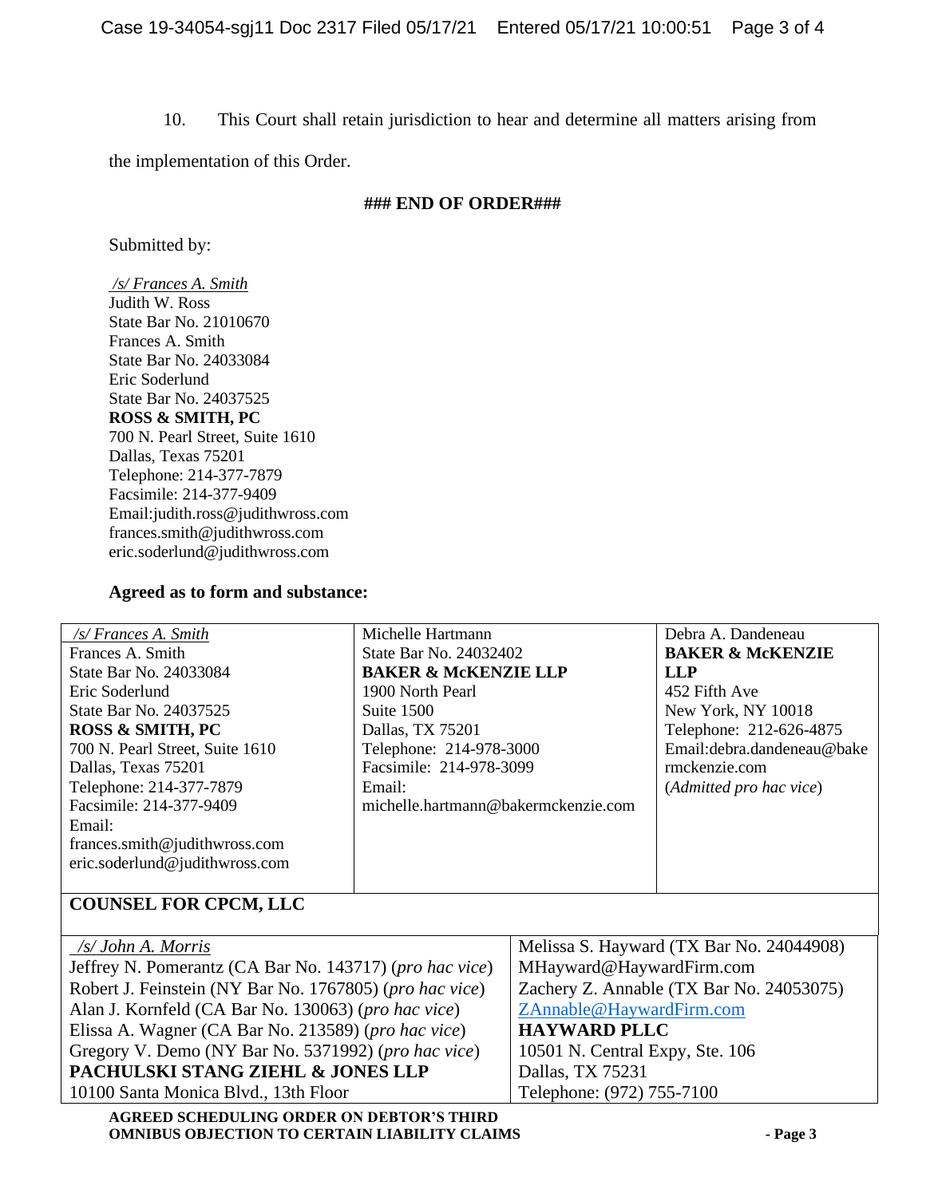10. This Court shall retain jurisdiction to hear and determine all matters arising from the implementation of this Order.

**### END OF ORDER###**

Submitted by:

*/s/ Frances A. Smith*
Judith W. Ross
State Bar No. 21010670
Frances A. Smith
State Bar No. 24033084
Eric Soderlund
State Bar No. 24037525
**ROSS & SMITH, PC**
700 N. Pearl Street, Suite 1610
Dallas, Texas 75201
Telephone: 214-377-7879
Facsimile: 214-377-9409
Email:judith.ross@judithwross.com
frances.smith@judithwross.com
eric.soderlund@judithwross.com

**Agreed as to form and substance:**

| | | |
|---|---|---|
| */s/ Frances A. Smith*<br>Frances A. Smith<br>State Bar No. 24033084<br>Eric Soderlund<br>State Bar No. 24037525<br>**ROSS & SMITH, PC**<br>700 N. Pearl Street, Suite 1610<br>Dallas, Texas 75201<br>Telephone: 214-377-7879<br>Facsimile: 214-377-9409<br>Email:<br>frances.smith@judithwross.com<br>eric.soderlund@judithwross.com | Michelle Hartmann<br>State Bar No. 24032402<br>**BAKER & McKENZIE LLP**<br>1900 North Pearl<br>Suite 1500<br>Dallas, TX 75201<br>Telephone: 214-978-3000<br>Facsimile: 214-978-3099<br>Email:<br>michelle.hartmann@bakermckenzie.com | Debra A. Dandeneau<br>**BAKER & McKENZIE LLP**<br>452 Fifth Ave<br>New York, NY 10018<br>Telephone: 212-626-4875<br>Email:debra.dandeneau@bakermckenzie.com<br>(*Admitted pro hac vice*) |
| **COUNSEL FOR CPCM, LLC** | | |

| | |
|---|---|
| */s/ John A. Morris*<br>Jeffrey N. Pomerantz (CA Bar No. 143717) (*pro hac vice*)<br>Robert J. Feinstein (NY Bar No. 1767805) (*pro hac vice*)<br>Alan J. Kornfeld (CA Bar No. 130063) (*pro hac vice*)<br>Elissa A. Wagner (CA Bar No. 213589) (*pro hac vice*)<br>Gregory V. Demo (NY Bar No. 5371992) (*pro hac vice*)<br>**PACHULSKI STANG ZIEHL & JONES LLP**<br>10100 Santa Monica Blvd., 13th Floor | Melissa S. Hayward (TX Bar No. 24044908)<br>MHayward@HaywardFirm.com<br>Zachery Z. Annable (TX Bar No. 24053075)<br>ZAnnable@HaywardFirm.com<br>**HAYWARD PLLC**<br>10501 N. Central Expy, Ste. 106<br>Dallas, TX 75231<br>Telephone: (972) 755-7100 |

**AGREED SCHEDULING ORDER ON DEBTOR'S THIRD OMNIBUS OBJECTION TO CERTAIN LIABILITY CLAIMS**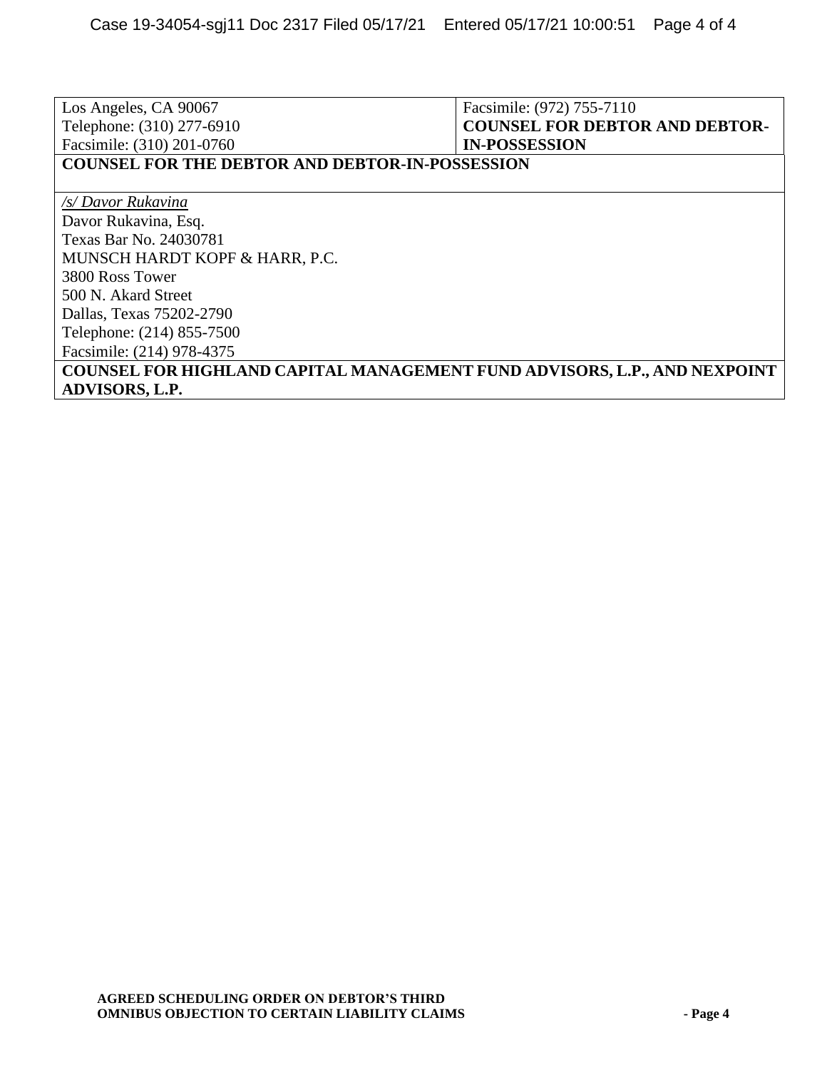| | |
|---|---|
| Los Angeles, CA 90067<br>Telephone: (310) 277-6910<br>Facsimile: (310) 201-0760 | Facsimile: (972) 755-7110<br>**COUNSEL FOR DEBTOR AND DEBTOR-IN-POSSESSION** |
| **COUNSEL FOR THE DEBTOR AND DEBTOR-IN-POSSESSION** | |
| */s/ Davor Rukavina*<br>Davor Rukavina, Esq.<br>Texas Bar No. 24030781<br>MUNSCH HARDT KOPF & HARR, P.C.<br>3800 Ross Tower<br>500 N. Akard Street<br>Dallas, Texas 75202-2790<br>Telephone: (214) 855-7500<br>Facsimile: (214) 978-4375 | |
| **COUNSEL FOR HIGHLAND CAPITAL MANAGEMENT FUND ADVISORS, L.P., AND NEXPOINT ADVISORS, L.P.** | |

**AGREED SCHEDULING ORDER ON DEBTOR'S THIRD OMNIBUS OBJECTION TO CERTAIN LIABILITY CLAIMS**